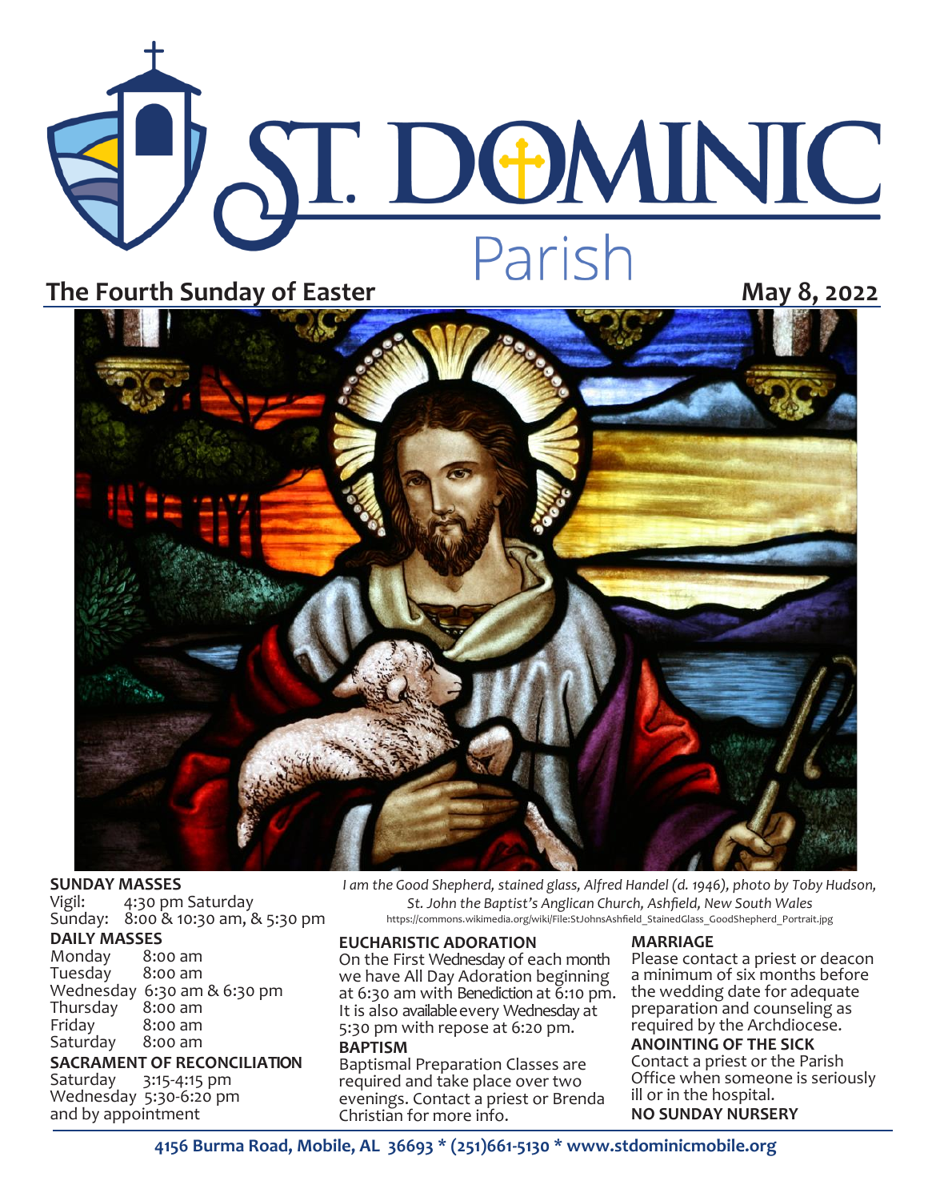# ST. DOMINIC Parish

## The Fourth Sunday of Easter

**May 8, 2022**

*I am the Good Shepherd, stained glass, Alfred Handel (d. 1946), photo by Toby Hudson, St. John the Baptist's Anglican Church, Ashfield, New South Wales*
https://commons.wikimedia.org/wiki/File:StJohnsAshfield_StainedGlass_GoodShepherd_Portrait.jpg

**SUNDAY MASSES**
Vigil: 4:30 pm Saturday
Sunday: 8:00 & 10:30 am, & 5:30 pm

**DAILY MASSES**
Monday 8:00 am
Tuesday 8:00 am
Wednesday 6:30 am & 6:30 pm
Thursday 8:00 am
Friday 8:00 am
Saturday 8:00 am

**SACRAMENT OF RECONCILIATION**
Saturday 3:15-4:15 pm
Wednesday 5:30-6:20 pm
and by appointment

**EUCHARISTIC ADORATION**
On the First Wednesday of each month we have All Day Adoration beginning at 6:30 am with Benediction at 6:10 pm. It is also available every Wednesday at 5:30 pm with repose at 6:20 pm.

**BAPTISM**
Baptismal Preparation Classes are required and take place over two evenings. Contact a priest or Brenda Christian for more info.

**MARRIAGE**
Please contact a priest or deacon a minimum of six months before the wedding date for adequate preparation and counseling as required by the Archdiocese.

**ANOINTING OF THE SICK**
Contact a priest or the Parish Office when someone is seriously ill or in the hospital.

**NO SUNDAY NURSERY**

**4156 Burma Road, Mobile, AL 36693 * (251)661-5130 * www.stdominicmobile.org**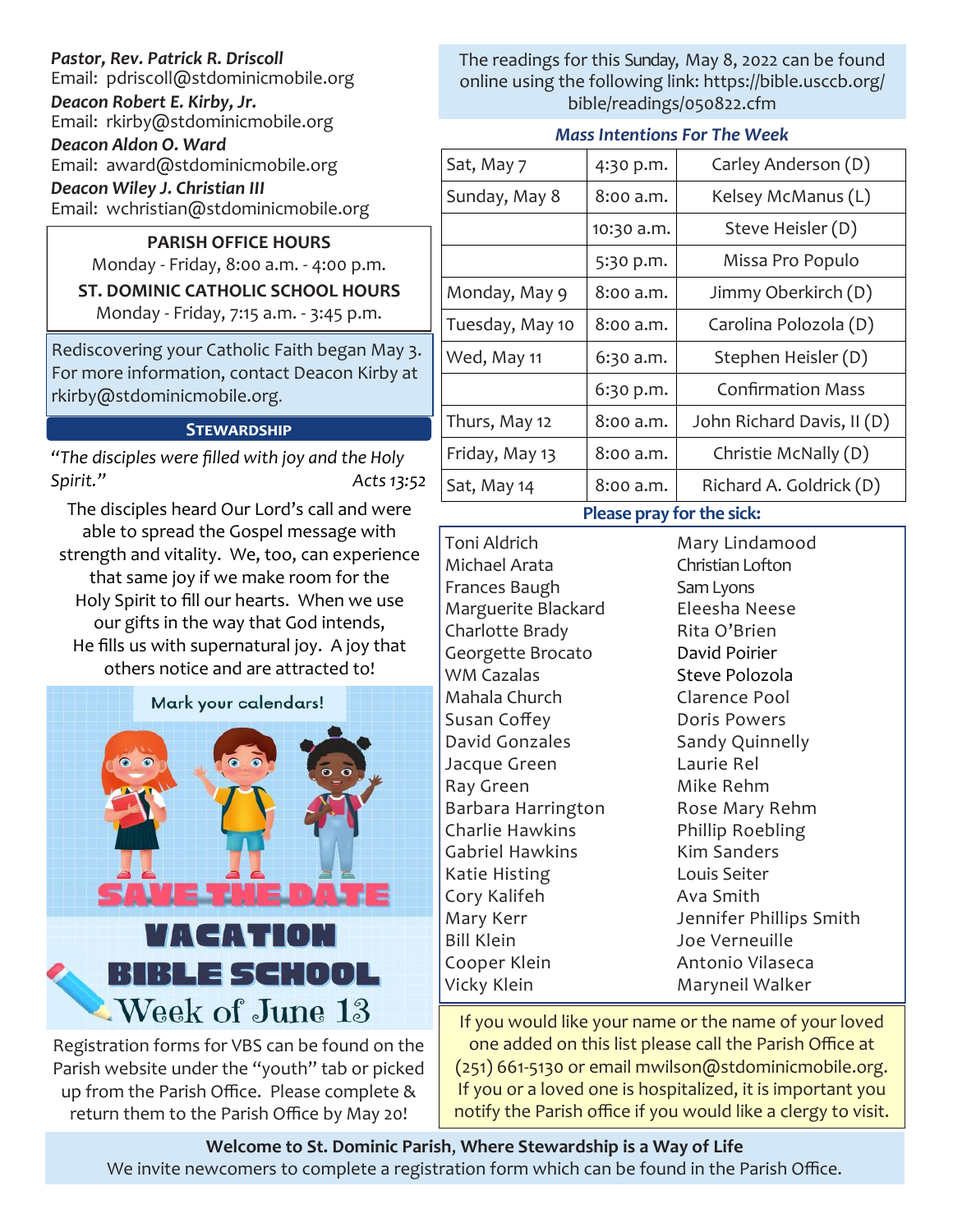***Pastor, Rev. Patrick R. Driscoll***
Email: pdriscoll@stdominicmobile.org

***Deacon Robert E. Kirby, Jr.***
Email: rkirby@stdominicmobile.org

***Deacon Aldon O. Ward***
Email: award@stdominicmobile.org

***Deacon Wiley J. Christian III***
Email: wchristian@stdominicmobile.org

**PARISH OFFICE HOURS**
Monday - Friday, 8:00 a.m. - 4:00 p.m.

**ST. DOMINIC CATHOLIC SCHOOL HOURS**
Monday - Friday, 7:15 a.m. - 3:45 p.m.

Rediscovering your Catholic Faith began May 3. For more information, contact Deacon Kirby at rkirby@stdominicmobile.org.

## STEWARDSHIP

*"The disciples were filled with joy and the Holy Spirit."* *Acts 13:52*

The disciples heard Our Lord's call and were able to spread the Gospel message with strength and vitality. We, too, can experience that same joy if we make room for the Holy Spirit to fill our hearts. When we use our gifts in the way that God intends, He fills us with supernatural joy. A joy that others notice and are attracted to!

Mark your calendars!

**SAVE THE DATE**

**VACATION BIBLE SCHOOL**

**Week of June 13**

Registration forms for VBS can be found on the Parish website under the "youth" tab or picked up from the Parish Office. Please complete & return them to the Parish Office by May 20!

The readings for this Sunday, May 8, 2022 can be found online using the following link: https://bible.usccb.org/bible/readings/050822.cfm

### *Mass Intentions For The Week*

| | | |
|---|---|---|
| Sat, May 7 | 4:30 p.m. | Carley Anderson (D) |
| Sunday, May 8 | 8:00 a.m. | Kelsey McManus (L) |
| | 10:30 a.m. | Steve Heisler (D) |
| | 5:30 p.m. | Missa Pro Populo |
| Monday, May 9 | 8:00 a.m. | Jimmy Oberkirch (D) |
| Tuesday, May 10 | 8:00 a.m. | Carolina Polozola (D) |
| Wed, May 11 | 6:30 a.m. | Stephen Heisler (D) |
| | 6:30 p.m. | Confirmation Mass |
| Thurs, May 12 | 8:00 a.m. | John Richard Davis, II (D) |
| Friday, May 13 | 8:00 a.m. | Christie McNally (D) |
| Sat, May 14 | 8:00 a.m. | Richard A. Goldrick (D) |

### Please pray for the sick:

Toni Aldrich
Michael Arata
Frances Baugh
Marguerite Blackard
Charlotte Brady
Georgette Brocato
WM Cazalas
Mahala Church
Susan Coffey
David Gonzales
Jacque Green
Ray Green
Barbara Harrington
Charlie Hawkins
Gabriel Hawkins
Katie Histing
Cory Kalifeh
Mary Kerr
Bill Klein
Cooper Klein
Vicky Klein
Mary Lindamood
Christian Lofton
Sam Lyons
Eleesha Neese
Rita O'Brien
David Poirier
Steve Polozola
Clarence Pool
Doris Powers
Sandy Quinnelly
Laurie Rel
Mike Rehm
Rose Mary Rehm
Phillip Roebling
Kim Sanders
Louis Seiter
Ava Smith
Jennifer Phillips Smith
Joe Verneuille
Antonio Vilaseca
Maryneil Walker

If you would like your name or the name of your loved one added on this list please call the Parish Office at (251) 661-5130 or email mwilson@stdominicmobile.org. If you or a loved one is hospitalized, it is important you notify the Parish office if you would like a clergy to visit.

**Welcome to St. Dominic Parish, Where Stewardship is a Way of Life**
We invite newcomers to complete a registration form which can be found in the Parish Office.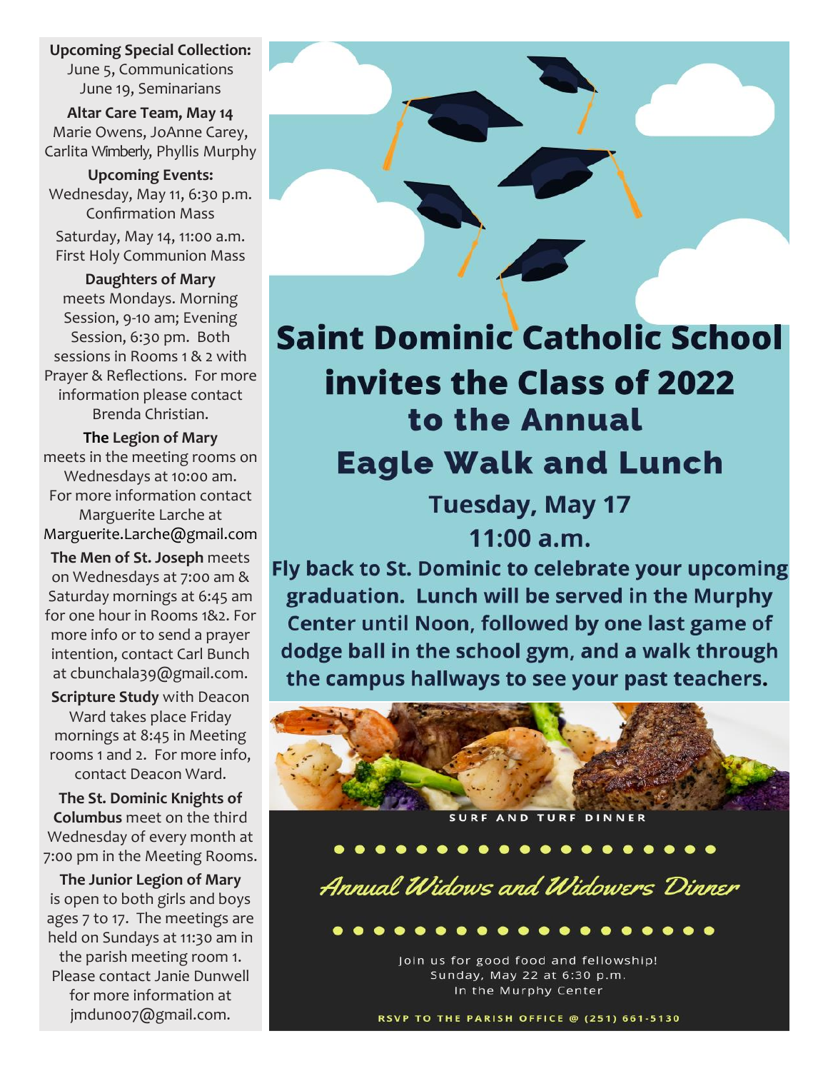**Upcoming Special Collection:**
June 5, Communications
June 19, Seminarians

**Altar Care Team, May 14**
Marie Owens, JoAnne Carey, Carlita Wimberly, Phyllis Murphy

**Upcoming Events:**
Wednesday, May 11, 6:30 p.m. Confirmation Mass

Saturday, May 14, 11:00 a.m. First Holy Communion Mass

**Daughters of Mary** meets Mondays. Morning Session, 9-10 am; Evening Session, 6:30 pm. Both sessions in Rooms 1 & 2 with Prayer & Reflections. For more information please contact Brenda Christian.

**The Legion of Mary** meets in the meeting rooms on Wednesdays at 10:00 am. For more information contact Marguerite Larche at Marguerite.Larche@gmail.com

**The Men of St. Joseph** meets on Wednesdays at 7:00 am & Saturday mornings at 6:45 am for one hour in Rooms 1&2. For more info or to send a prayer intention, contact Carl Bunch at cbunchala39@gmail.com.

**Scripture Study** with Deacon Ward takes place Friday mornings at 8:45 in Meeting rooms 1 and 2. For more info, contact Deacon Ward.

**The St. Dominic Knights of Columbus** meet on the third Wednesday of every month at 7:00 pm in the Meeting Rooms.

**The Junior Legion of Mary** is open to both girls and boys ages 7 to 17. The meetings are held on Sundays at 11:30 am in the parish meeting room 1. Please contact Janie Dunwell for more information at jmdun007@gmail.com.

# Saint Dominic Catholic School invites the Class of 2022 to the Annual Eagle Walk and Lunch

## Tuesday, May 17
## 11:00 a.m.

**Fly back to St. Dominic to celebrate your upcoming graduation. Lunch will be served in the Murphy Center until Noon, followed by one last game of dodge ball in the school gym, and a walk through the campus hallways to see your past teachers.**

SURF AND TURF DINNER

## *Annual Widows and Widowers Dinner*

Join us for good food and fellowship!
Sunday, May 22 at 6:30 p.m.
In the Murphy Center

**RSVP TO THE PARISH OFFICE @ (251) 661-5130**